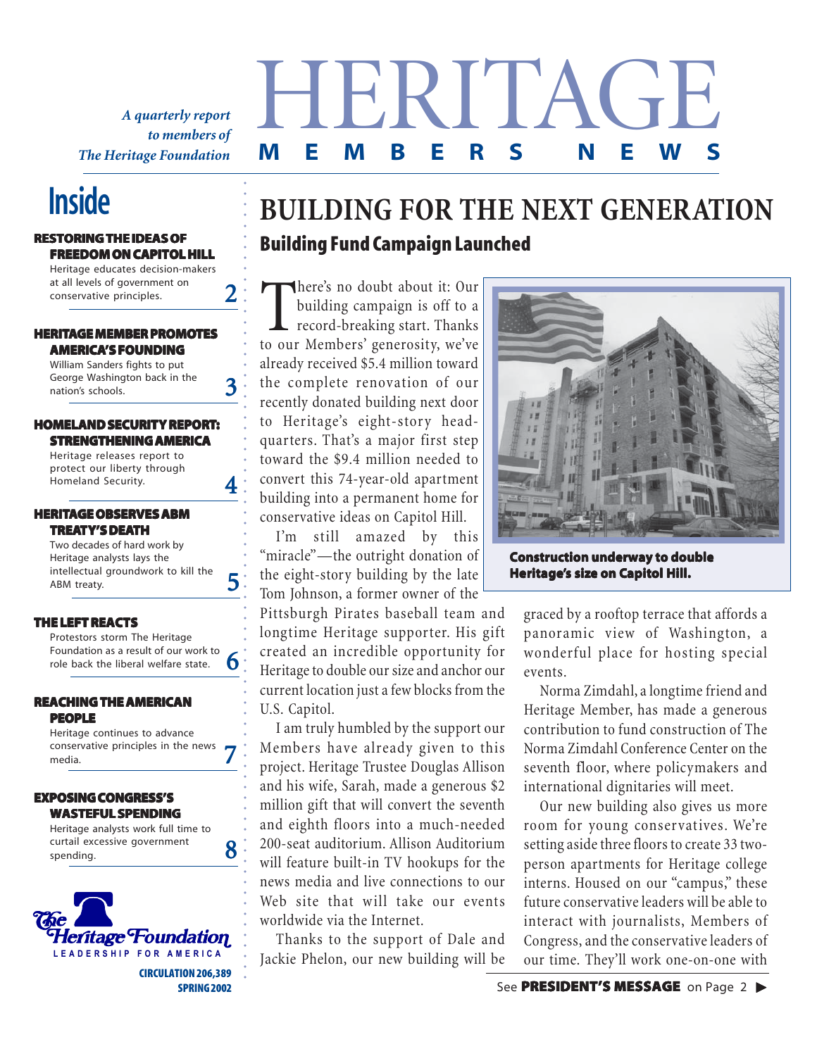*A quarterly report to members of The Heritage Foundation*

# HERITAGE MEMBERS NEWS

## Inside

**RESTORING THE IDEAS OF FREEDOM ON CAPITOL HILL**
Heritage educates decision-makers at all levels of government on conservative principles. **2**

**HERITAGE MEMBER PROMOTES AMERICA'S FOUNDING**
William Sanders fights to put George Washington back in the nation's schools. **3**

**HOMELAND SECURITY REPORT: STRENGTHENING AMERICA**
Heritage releases report to protect our liberty through Homeland Security. **4**

**HERITAGE OBSERVES ABM TREATY'S DEATH**
Two decades of hard work by Heritage analysts lays the intellectual groundwork to kill the ABM treaty. **5**

**THE LEFT REACTS**
Protestors storm The Heritage Foundation as a result of our work to role back the liberal welfare state. **6**

**REACHING THE AMERICAN PEOPLE**
Heritage continues to advance conservative principles in the news media. **7**

**EXPOSING CONGRESS'S WASTEFUL SPENDING**
Heritage analysts work full time to curtail excessive government spending. **8**

The Heritage Foundation
LEADERSHIP FOR AMERICA

CIRCULATION 206,389
SPRING 2002

# BUILDING FOR THE NEXT GENERATION

## Building Fund Campaign Launched

There's no doubt about it: Our building campaign is off to a record-breaking start. Thanks to our Members' generosity, we've already received $5.4 million toward the complete renovation of our recently donated building next door to Heritage's eight-story headquarters. That's a major first step toward the $9.4 million needed to convert this 74-year-old apartment building into a permanent home for conservative ideas on Capitol Hill.

I'm still amazed by this "miracle"—the outright donation of the eight-story building by the late Tom Johnson, a former owner of the Pittsburgh Pirates baseball team and longtime Heritage supporter. His gift created an incredible opportunity for Heritage to double our size and anchor our current location just a few blocks from the U.S. Capitol.

I am truly humbled by the support our Members have already given to this project. Heritage Trustee Douglas Allison and his wife, Sarah, made a generous $2 million gift that will convert the seventh and eighth floors into a much-needed 200-seat auditorium. Allison Auditorium will feature built-in TV hookups for the news media and live connections to our Web site that will take our events worldwide via the Internet.

Thanks to the support of Dale and Jackie Phelon, our new building will be graced by a rooftop terrace that affords a panoramic view of Washington, a wonderful place for hosting special events.

**Construction underway to double Heritage's size on Capitol Hill.**

Norma Zimdahl, a longtime friend and Heritage Member, has made a generous contribution to fund construction of The Norma Zimdahl Conference Center on the seventh floor, where policymakers and international dignitaries will meet.

Our new building also gives us more room for young conservatives. We're setting aside three floors to create 33 two-person apartments for Heritage college interns. Housed on our "campus," these future conservative leaders will be able to interact with journalists, Members of Congress, and the conservative leaders of our time. They'll work one-on-one with

See **PRESIDENT'S MESSAGE** on Page 2 ▶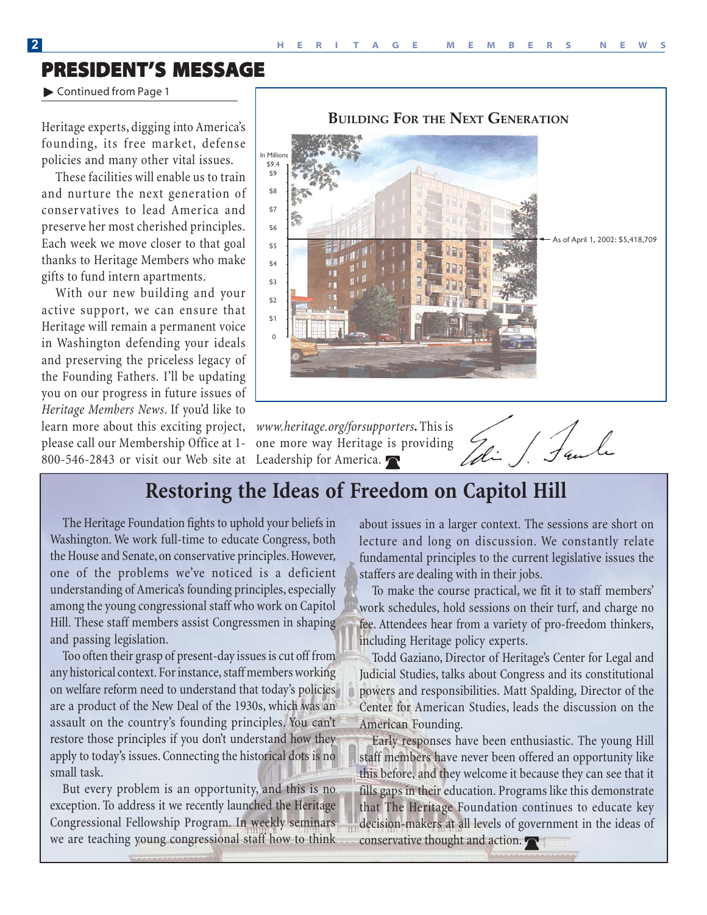## PRESIDENT'S MESSAGE

▶ Continued from Page 1

Heritage experts, digging into America's founding, its free market, defense policies and many other vital issues.

These facilities will enable us to train and nurture the next generation of conservatives to lead America and preserve her most cherished principles. Each week we move closer to that goal thanks to Heritage Members who make gifts to fund intern apartments.

With our new building and your active support, we can ensure that Heritage will remain a permanent voice in Washington defending your ideals and preserving the priceless legacy of the Founding Fathers. I'll be updating you on our progress in future issues of *Heritage Members News*. If you'd like to learn more about this exciting project, please call our Membership Office at 1-800-546-2843 or visit our Web site at *www.heritage.org/forsupporters*. This is one more way Heritage is providing Leadership for America.

**Building For the Next Generation**

In Millions: $9.4, $9, $8, $7, $6, $5, $4, $3, $2, $1, 0

As of April 1, 2002: $5,418,709

## Restoring the Ideas of Freedom on Capitol Hill

The Heritage Foundation fights to uphold your beliefs in Washington. We work full-time to educate Congress, both the House and Senate, on conservative principles. However, one of the problems we've noticed is a deficient understanding of America's founding principles, especially among the young congressional staff who work on Capitol Hill. These staff members assist Congressmen in shaping and passing legislation.

Too often their grasp of present-day issues is cut off from any historical context. For instance, staff members working on welfare reform need to understand that today's policies are a product of the New Deal of the 1930s, which was an assault on the country's founding principles. You can't restore those principles if you don't understand how they apply to today's issues. Connecting the historical dots is no small task.

But every problem is an opportunity, and this is no exception. To address it we recently launched the Heritage Congressional Fellowship Program. In weekly seminars we are teaching young congressional staff how to think about issues in a larger context. The sessions are short on lecture and long on discussion. We constantly relate fundamental principles to the current legislative issues the staffers are dealing with in their jobs.

To make the course practical, we fit it to staff members' work schedules, hold sessions on their turf, and charge no fee. Attendees hear from a variety of pro-freedom thinkers, including Heritage policy experts.

Todd Gaziano, Director of Heritage's Center for Legal and Judicial Studies, talks about Congress and its constitutional powers and responsibilities. Matt Spalding, Director of the Center for American Studies, leads the discussion on the American Founding.

Early responses have been enthusiastic. The young Hill staff members have never been offered an opportunity like this before, and they welcome it because they can see that it fills gaps in their education. Programs like this demonstrate that The Heritage Foundation continues to educate key decision-makers at all levels of government in the ideas of conservative thought and action.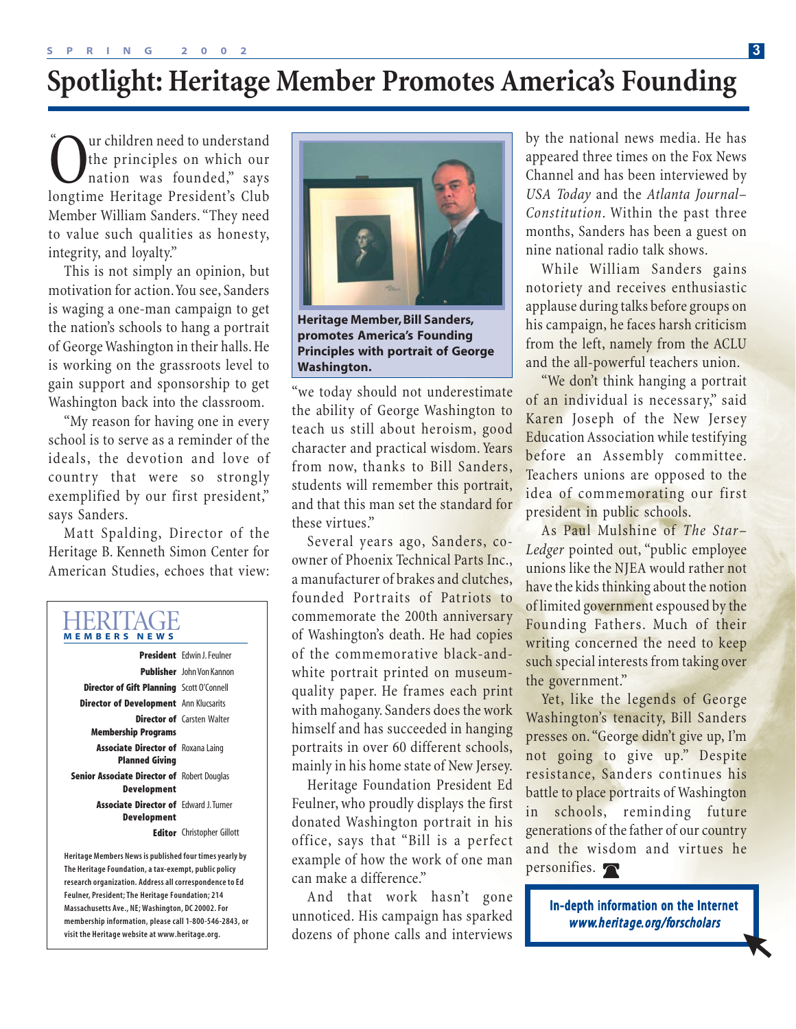# Spotlight: Heritage Member Promotes America's Founding

"Our children need to understand the principles on which our nation was founded," says longtime Heritage President's Club Member William Sanders. "They need to value such qualities as honesty, integrity, and loyalty."

This is not simply an opinion, but motivation for action. You see, Sanders is waging a one-man campaign to get the nation's schools to hang a portrait of George Washington in their halls. He is working on the grassroots level to gain support and sponsorship to get Washington back into the classroom.

"My reason for having one in every school is to serve as a reminder of the ideals, the devotion and love of country that were so strongly exemplified by our first president," says Sanders.

Matt Spalding, Director of the Heritage B. Kenneth Simon Center for American Studies, echoes that view: "we today should not underestimate the ability of George Washington to teach us still about heroism, good character and practical wisdom. Years from now, thanks to Bill Sanders, students will remember this portrait, and that this man set the standard for these virtues."

**Heritage Member, Bill Sanders, promotes America's Founding Principles with portrait of George Washington.**

Several years ago, Sanders, co-owner of Phoenix Technical Parts Inc., a manufacturer of brakes and clutches, founded Portraits of Patriots to commemorate the 200th anniversary of Washington's death. He had copies of the commemorative black-and-white portrait printed on museum-quality paper. He frames each print with mahogany. Sanders does the work himself and has succeeded in hanging portraits in over 60 different schools, mainly in his home state of New Jersey.

Heritage Foundation President Ed Feulner, who proudly displays the first donated Washington portrait in his office, says that "Bill is a perfect example of how the work of one man can make a difference."

And that work hasn't gone unnoticed. His campaign has sparked dozens of phone calls and interviews by the national news media. He has appeared three times on the Fox News Channel and has been interviewed by *USA Today* and the *Atlanta Journal–Constitution*. Within the past three months, Sanders has been a guest on nine national radio talk shows.

While William Sanders gains notoriety and receives enthusiastic applause during talks before groups on his campaign, he faces harsh criticism from the left, namely from the ACLU and the all-powerful teachers union.

"We don't think hanging a portrait of an individual is necessary," said Karen Joseph of the New Jersey Education Association while testifying before an Assembly committee. Teachers unions are opposed to the idea of commemorating our first president in public schools.

As Paul Mulshine of *The Star–Ledger* pointed out, "public employee unions like the NJEA would rather not have the kids thinking about the notion of limited government espoused by the Founding Fathers. Much of their writing concerned the need to keep such special interests from taking over the government."

Yet, like the legends of George Washington's tenacity, Bill Sanders presses on. "George didn't give up, I'm not going to give up." Despite resistance, Sanders continues his battle to place portraits of Washington in schools, reminding future generations of the father of our country and the wisdom and virtues he personifies.

**In-depth information on the Internet**
***www.heritage.org/forscholars***

---

**HERITAGE MEMBERS NEWS**

| | |
|---|---|
| **President** | Edwin J. Feulner |
| **Publisher** | John Von Kannon |
| **Director of Gift Planning** | Scott O'Connell |
| **Director of Development** | Ann Klucsarits |
| **Director of Membership Programs** | Carsten Walter |
| **Associate Director of Planned Giving** | Roxana Laing |
| **Senior Associate Director of Development** | Robert Douglas |
| **Associate Director of Development** | Edward J. Turner |
| **Editor** | Christopher Gillott |

**Heritage Members News is published four times yearly by The Heritage Foundation, a tax-exempt, public policy research organization. Address all correspondence to Ed Feulner, President; The Heritage Foundation; 214 Massachusetts Ave., NE; Washington, DC 20002. For membership information, please call 1-800-546-2843, or visit the Heritage website at www.heritage.org.**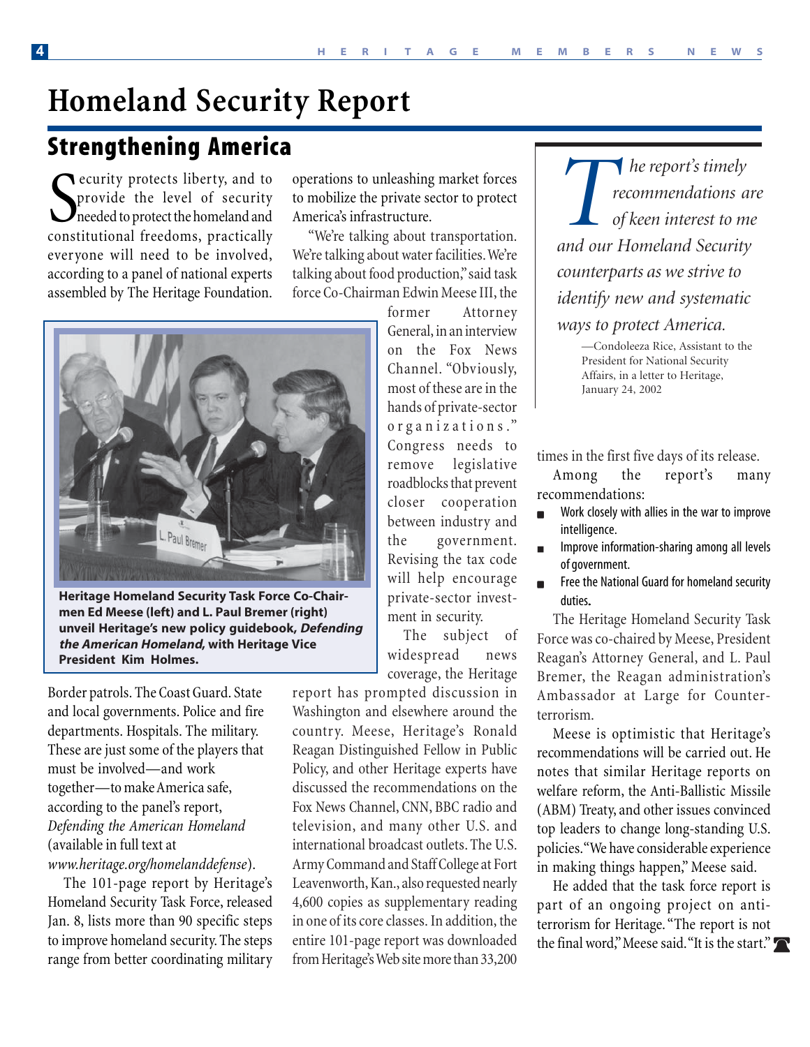# Homeland Security Report

## Strengthening America

Security protects liberty, and to provide the level of security needed to protect the homeland and constitutional freedoms, practically everyone will need to be involved, according to a panel of national experts assembled by The Heritage Foundation.

Heritage Homeland Security Task Force Co-Chairmen Ed Meese (left) and L. Paul Bremer (right) unveil Heritage's new policy guidebook, ***Defending the American Homeland***, with Heritage Vice President Kim Holmes.

Border patrols. The Coast Guard. State and local governments. Police and fire departments. Hospitals. The military. These are just some of the players that must be involved—and work together—to make America safe, according to the panel's report, *Defending the American Homeland* (available in full text at *www.heritage.org/homelanddefense*).

The 101-page report by Heritage's Homeland Security Task Force, released Jan. 8, lists more than 90 specific steps to improve homeland security. The steps range from better coordinating military operations to unleashing market forces to mobilize the private sector to protect America's infrastructure.

"We're talking about transportation. We're talking about water facilities. We're talking about food production," said task force Co-Chairman Edwin Meese III, the former Attorney General, in an interview on the Fox News Channel. "Obviously, most of these are in the hands of private-sector organizations." Congress needs to remove legislative roadblocks that prevent closer cooperation between industry and the government. Revising the tax code will help encourage private-sector investment in security.

The subject of widespread news coverage, the Heritage report has prompted discussion in Washington and elsewhere around the country. Meese, Heritage's Ronald Reagan Distinguished Fellow in Public Policy, and other Heritage experts have discussed the recommendations on the Fox News Channel, CNN, BBC radio and television, and many other U.S. and international broadcast outlets. The U.S. Army Command and Staff College at Fort Leavenworth, Kan., also requested nearly 4,600 copies as supplementary reading in one of its core classes. In addition, the entire 101-page report was downloaded from Heritage's Web site more than 33,200 times in the first five days of its release.

> *The report's timely recommendations are of keen interest to me and our Homeland Security counterparts as we strive to identify new and systematic ways to protect America.*
>
> —Condoleeza Rice, Assistant to the President for National Security Affairs, in a letter to Heritage, January 24, 2002

Among the report's many recommendations:

- Work closely with allies in the war to improve intelligence.
- Improve information-sharing among all levels of government.
- Free the National Guard for homeland security duties.

The Heritage Homeland Security Task Force was co-chaired by Meese, President Reagan's Attorney General, and L. Paul Bremer, the Reagan administration's Ambassador at Large for Counter-terrorism.

Meese is optimistic that Heritage's recommendations will be carried out. He notes that similar Heritage reports on welfare reform, the Anti-Ballistic Missile (ABM) Treaty, and other issues convinced top leaders to change long-standing U.S. policies. "We have considerable experience in making things happen," Meese said.

He added that the task force report is part of an ongoing project on anti-terrorism for Heritage. "The report is not the final word," Meese said. "It is the start."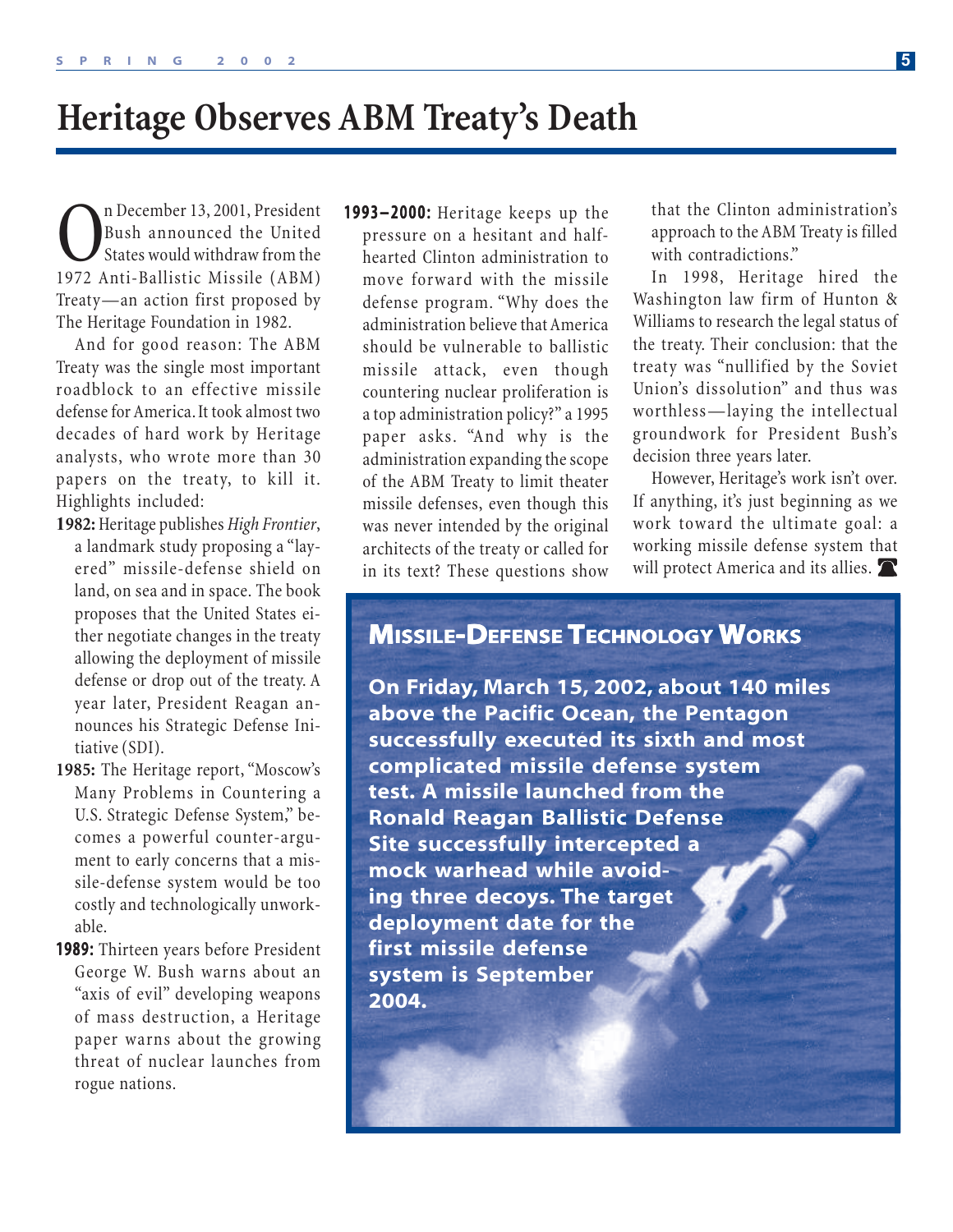# Heritage Observes ABM Treaty's Death

On December 13, 2001, President Bush announced the United States would withdraw from the 1972 Anti-Ballistic Missile (ABM) Treaty—an action first proposed by The Heritage Foundation in 1982.

And for good reason: The ABM Treaty was the single most important roadblock to an effective missile defense for America. It took almost two decades of hard work by Heritage analysts, who wrote more than 30 papers on the treaty, to kill it. Highlights included:

**1982:** Heritage publishes *High Frontier*, a landmark study proposing a "layered" missile-defense shield on land, on sea and in space. The book proposes that the United States either negotiate changes in the treaty allowing the deployment of missile defense or drop out of the treaty. A year later, President Reagan announces his Strategic Defense Initiative (SDI).

**1985:** The Heritage report, "Moscow's Many Problems in Countering a U.S. Strategic Defense System," becomes a powerful counter-argument to early concerns that a missile-defense system would be too costly and technologically unworkable.

**1989:** Thirteen years before President George W. Bush warns about an "axis of evil" developing weapons of mass destruction, a Heritage paper warns about the growing threat of nuclear launches from rogue nations.

**1993–2000:** Heritage keeps up the pressure on a hesitant and half-hearted Clinton administration to move forward with the missile defense program. "Why does the administration believe that America should be vulnerable to ballistic missile attack, even though countering nuclear proliferation is a top administration policy?" a 1995 paper asks. "And why is the administration expanding the scope of the ABM Treaty to limit theater missile defenses, even though this was never intended by the original architects of the treaty or called for in its text? These questions show that the Clinton administration's approach to the ABM Treaty is filled with contradictions."

In 1998, Heritage hired the Washington law firm of Hunton & Williams to research the legal status of the treaty. Their conclusion: that the treaty was "nullified by the Soviet Union's dissolution" and thus was worthless—laying the intellectual groundwork for President Bush's decision three years later.

However, Heritage's work isn't over. If anything, it's just beginning as we work toward the ultimate goal: a working missile defense system that will protect America and its allies.

## Missile-Defense Technology Works

**On Friday, March 15, 2002, about 140 miles above the Pacific Ocean, the Pentagon successfully executed its sixth and most complicated missile defense system test. A missile launched from the Ronald Reagan Ballistic Defense Site successfully intercepted a mock warhead while avoiding three decoys. The target deployment date for the first missile defense system is September 2004.**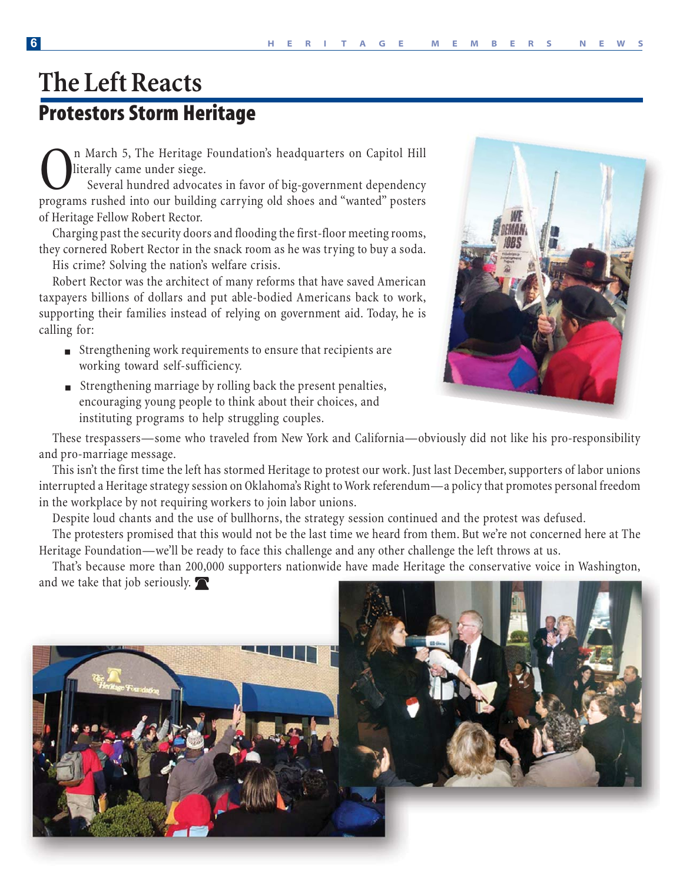# The Left Reacts

## Protestors Storm Heritage

On March 5, The Heritage Foundation's headquarters on Capitol Hill literally came under siege.

Several hundred advocates in favor of big-government dependency programs rushed into our building carrying old shoes and "wanted" posters of Heritage Fellow Robert Rector.

Charging past the security doors and flooding the first-floor meeting rooms, they cornered Robert Rector in the snack room as he was trying to buy a soda.

His crime? Solving the nation's welfare crisis.

Robert Rector was the architect of many reforms that have saved American taxpayers billions of dollars and put able-bodied Americans back to work, supporting their families instead of relying on government aid. Today, he is calling for:

- Strengthening work requirements to ensure that recipients are working toward self-sufficiency.
- Strengthening marriage by rolling back the present penalties, encouraging young people to think about their choices, and instituting programs to help struggling couples.

These trespassers—some who traveled from New York and California—obviously did not like his pro-responsibility and pro-marriage message.

This isn't the first time the left has stormed Heritage to protest our work. Just last December, supporters of labor unions interrupted a Heritage strategy session on Oklahoma's Right to Work referendum—a policy that promotes personal freedom in the workplace by not requiring workers to join labor unions.

Despite loud chants and the use of bullhorns, the strategy session continued and the protest was defused.

The protesters promised that this would not be the last time we heard from them. But we're not concerned here at The Heritage Foundation—we'll be ready to face this challenge and any other challenge the left throws at us.

That's because more than 200,000 supporters nationwide have made Heritage the conservative voice in Washington, and we take that job seriously.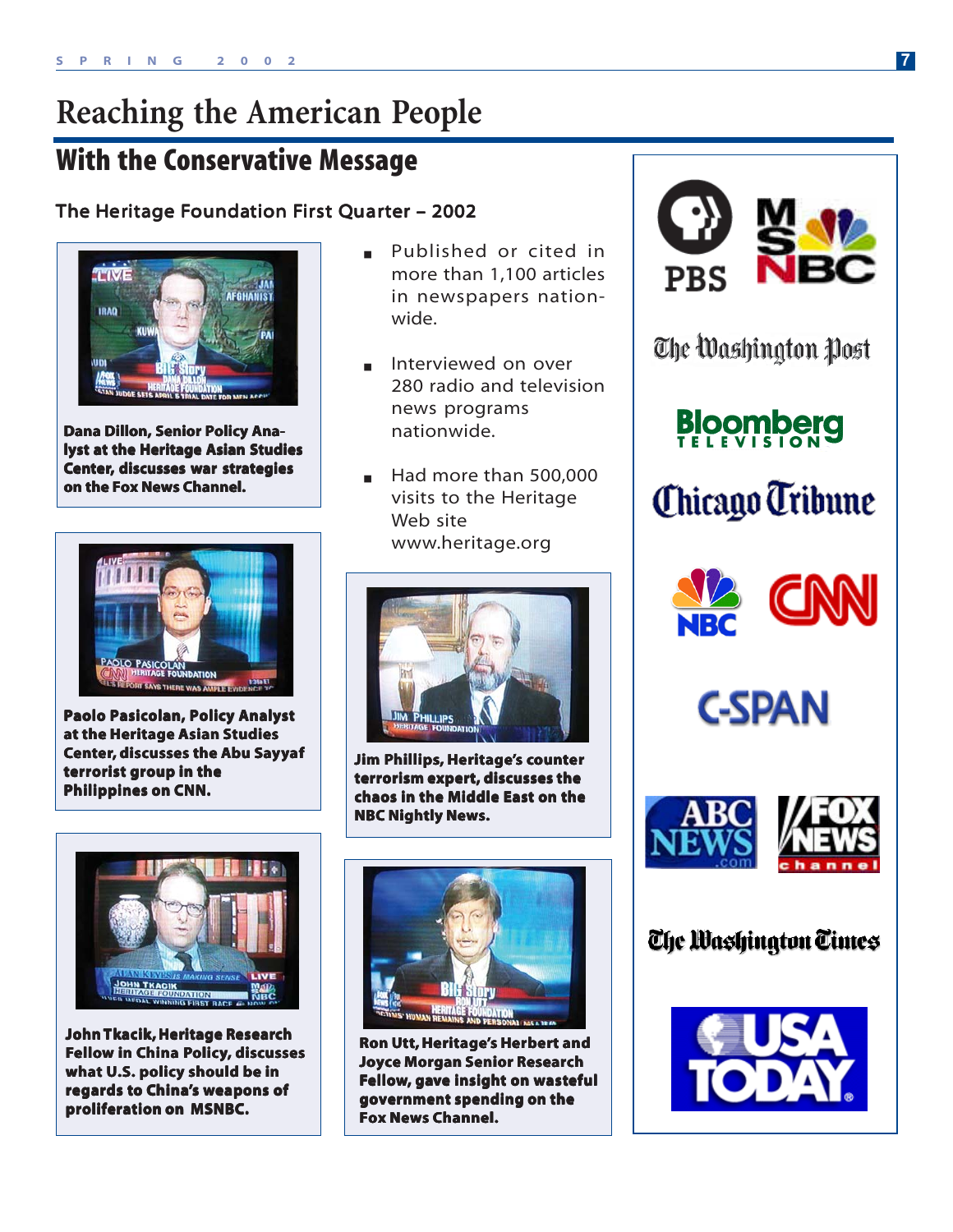# Reaching the American People

## With the Conservative Message

### The Heritage Foundation First Quarter – 2002

- Published or cited in more than 1,100 articles in newspapers nationwide.
- Interviewed on over 280 radio and television news programs nationwide.
- Had more than 500,000 visits to the Heritage Web site www.heritage.org

**Dana Dillon, Senior Policy Analyst at the Heritage Asian Studies Center, discusses war strategies on the Fox News Channel.**

**Paolo Pasicolan, Policy Analyst at the Heritage Asian Studies Center, discusses the Abu Sayyaf terrorist group in the Philippines on CNN.**

**John Tkacik, Heritage Research Fellow in China Policy, discusses what U.S. policy should be in regards to China's weapons of proliferation on MSNBC.**

**Jim Phillips, Heritage's counter terrorism expert, discusses the chaos in the Middle East on the NBC Nightly News.**

**Ron Utt, Heritage's Herbert and Joyce Morgan Senior Research Fellow, gave insight on wasteful government spending on the Fox News Channel.**

PBS
MSNBC
The Washington Post
Bloomberg Television
Chicago Tribune
NBC
CNN
C-SPAN
ABC News.com
Fox News Channel
The Washington Times
USA Today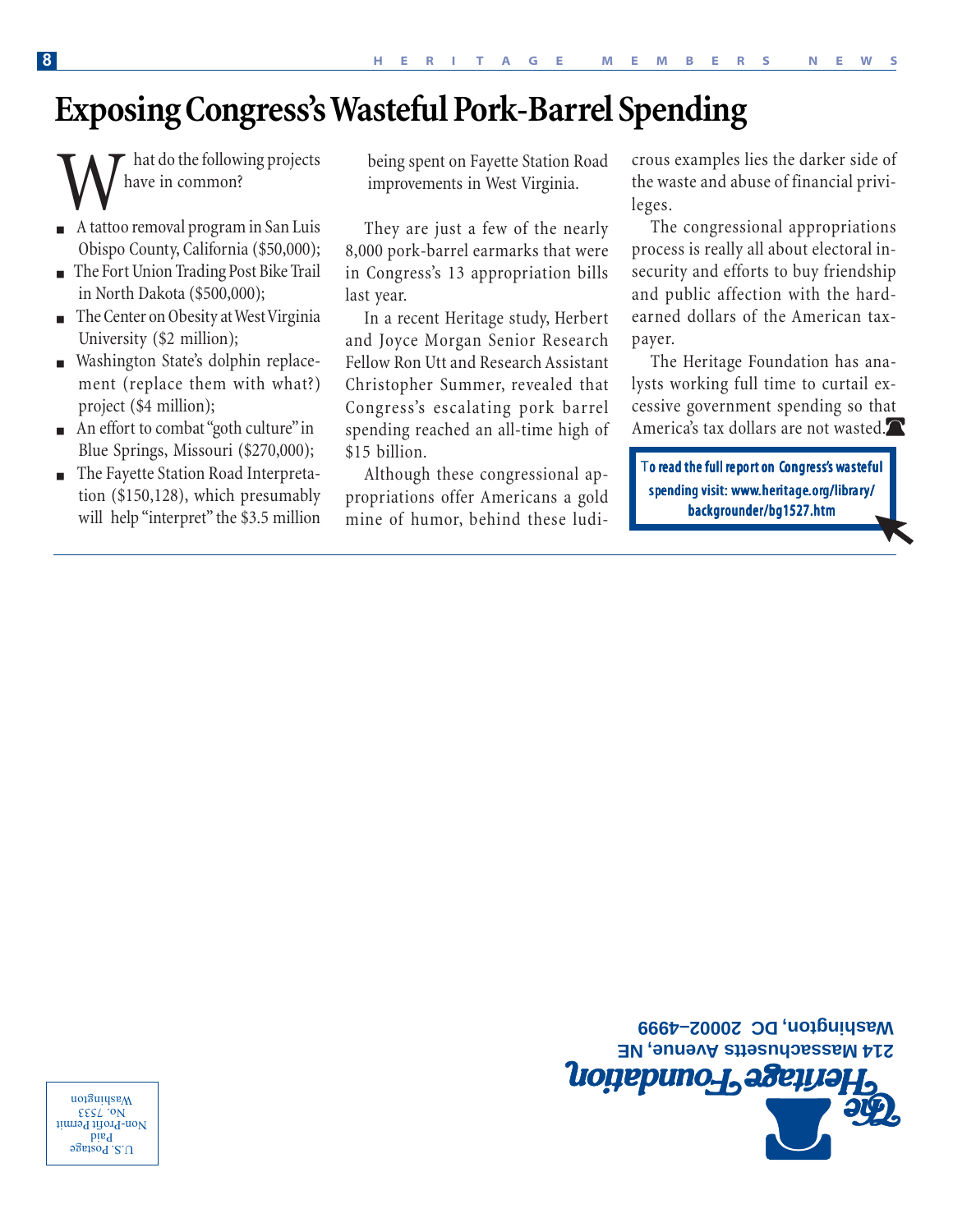# Exposing Congress's Wasteful Pork-Barrel Spending

What do the following projects have in common?

- A tattoo removal program in San Luis Obispo County, California ($50,000);
- The Fort Union Trading Post Bike Trail in North Dakota ($500,000);
- The Center on Obesity at West Virginia University ($2 million);
- Washington State's dolphin replacement (replace them with what?) project ($4 million);
- An effort to combat "goth culture" in Blue Springs, Missouri ($270,000);
- The Fayette Station Road Interpretation ($150,128), which presumably will help "interpret" the $3.5 million being spent on Fayette Station Road improvements in West Virginia.

They are just a few of the nearly 8,000 pork-barrel earmarks that were in Congress's 13 appropriation bills last year.

In a recent Heritage study, Herbert and Joyce Morgan Senior Research Fellow Ron Utt and Research Assistant Christopher Summer, revealed that Congress's escalating pork barrel spending reached an all-time high of $15 billion.

Although these congressional appropriations offer Americans a gold mine of humor, behind these ludicrous examples lies the darker side of the waste and abuse of financial privileges.

The congressional appropriations process is really all about electoral insecurity and efforts to buy friendship and public affection with the hard-earned dollars of the American taxpayer.

The Heritage Foundation has analysts working full time to curtail excessive government spending so that America's tax dollars are not wasted.

**To read the full report on Congress's wasteful spending visit: www.heritage.org/library/backgrounder/bg1527.htm**

The Heritage Foundation
214 Massachusetts Avenue, NE
Washington, DC 20002–4999

U.S. Postage
Paid
Non-Profit Permit
No. 7533
Washington